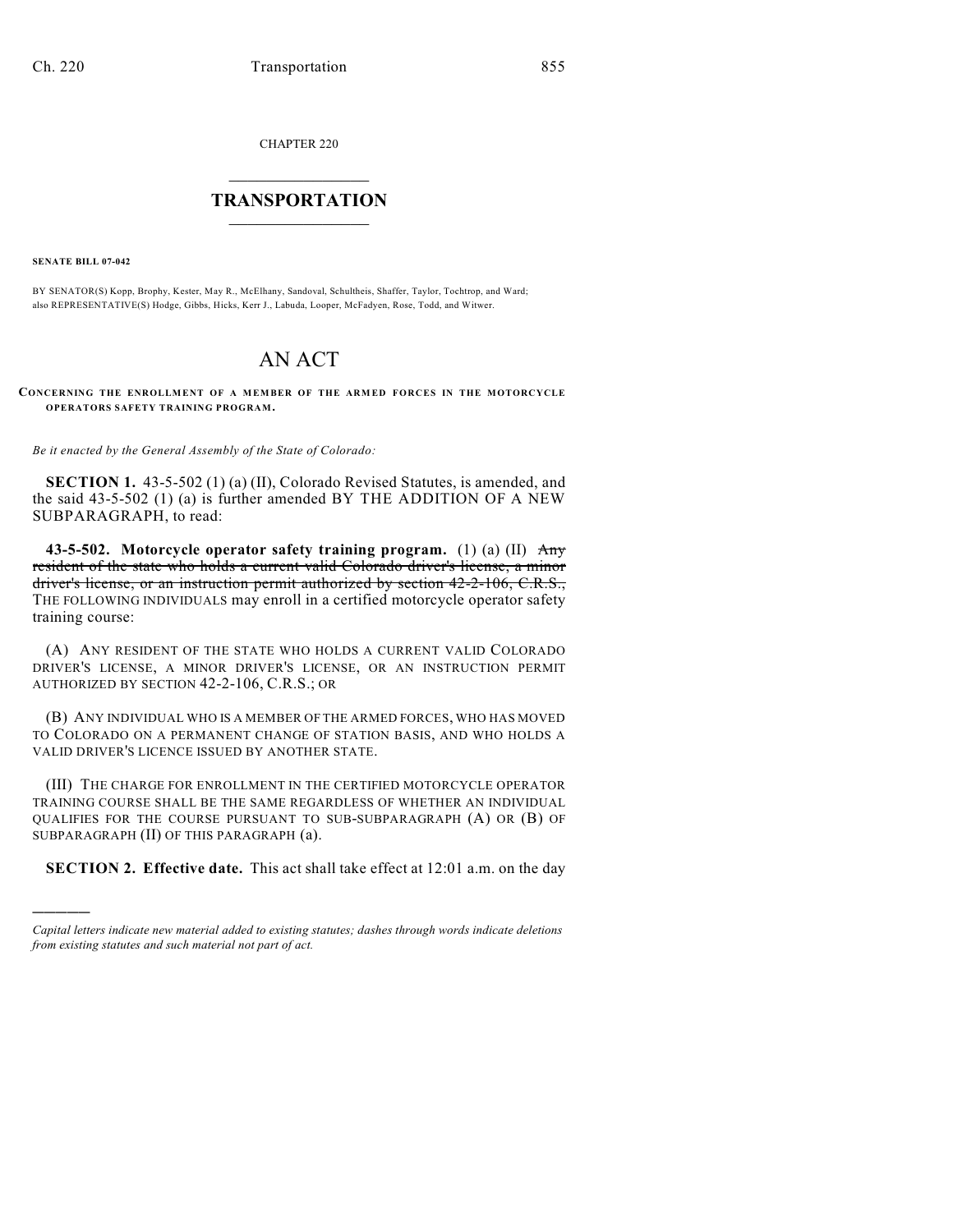CHAPTER 220

# TRANSPORTATION

**SENATE BILL 07-042**

BY SENATOR(S) Kopp, Brophy, Kester, May R., McElhany, Sandoval, Schultheis, Shaffer, Taylor, Tochtrop, and Ward;
also REPRESENTATIVE(S) Hodge, Gibbs, Hicks, Kerr J., Labuda, Looper, McFadyen, Rose, Todd, and Witwer.

# AN ACT

**CONCERNING THE ENROLLMENT OF A MEMBER OF THE ARMED FORCES IN THE MOTORCYCLE OPERATORS SAFETY TRAINING PROGRAM.**

*Be it enacted by the General Assembly of the State of Colorado:*

**SECTION 1.** 43-5-502 (1) (a) (II), Colorado Revised Statutes, is amended, and the said 43-5-502 (1) (a) is further amended BY THE ADDITION OF A NEW SUBPARAGRAPH, to read:

**43-5-502. Motorcycle operator safety training program.** (1) (a) (II) ~~Any resident of the state who holds a current valid Colorado driver's license, a minor driver's license, or an instruction permit authorized by section 42-2-106, C.R.S.,~~ THE FOLLOWING INDIVIDUALS may enroll in a certified motorcycle operator safety training course:

(A) ANY RESIDENT OF THE STATE WHO HOLDS A CURRENT VALID COLORADO DRIVER'S LICENSE, A MINOR DRIVER'S LICENSE, OR AN INSTRUCTION PERMIT AUTHORIZED BY SECTION 42-2-106, C.R.S.; OR

(B) ANY INDIVIDUAL WHO IS A MEMBER OF THE ARMED FORCES, WHO HAS MOVED TO COLORADO ON A PERMANENT CHANGE OF STATION BASIS, AND WHO HOLDS A VALID DRIVER'S LICENCE ISSUED BY ANOTHER STATE.

(III) THE CHARGE FOR ENROLLMENT IN THE CERTIFIED MOTORCYCLE OPERATOR TRAINING COURSE SHALL BE THE SAME REGARDLESS OF WHETHER AN INDIVIDUAL QUALIFIES FOR THE COURSE PURSUANT TO SUB-SUBPARAGRAPH (A) OR (B) OF SUBPARAGRAPH (II) OF THIS PARAGRAPH (a).

**SECTION 2. Effective date.** This act shall take effect at 12:01 a.m. on the day

---

*Capital letters indicate new material added to existing statutes; dashes through words indicate deletions from existing statutes and such material not part of act.*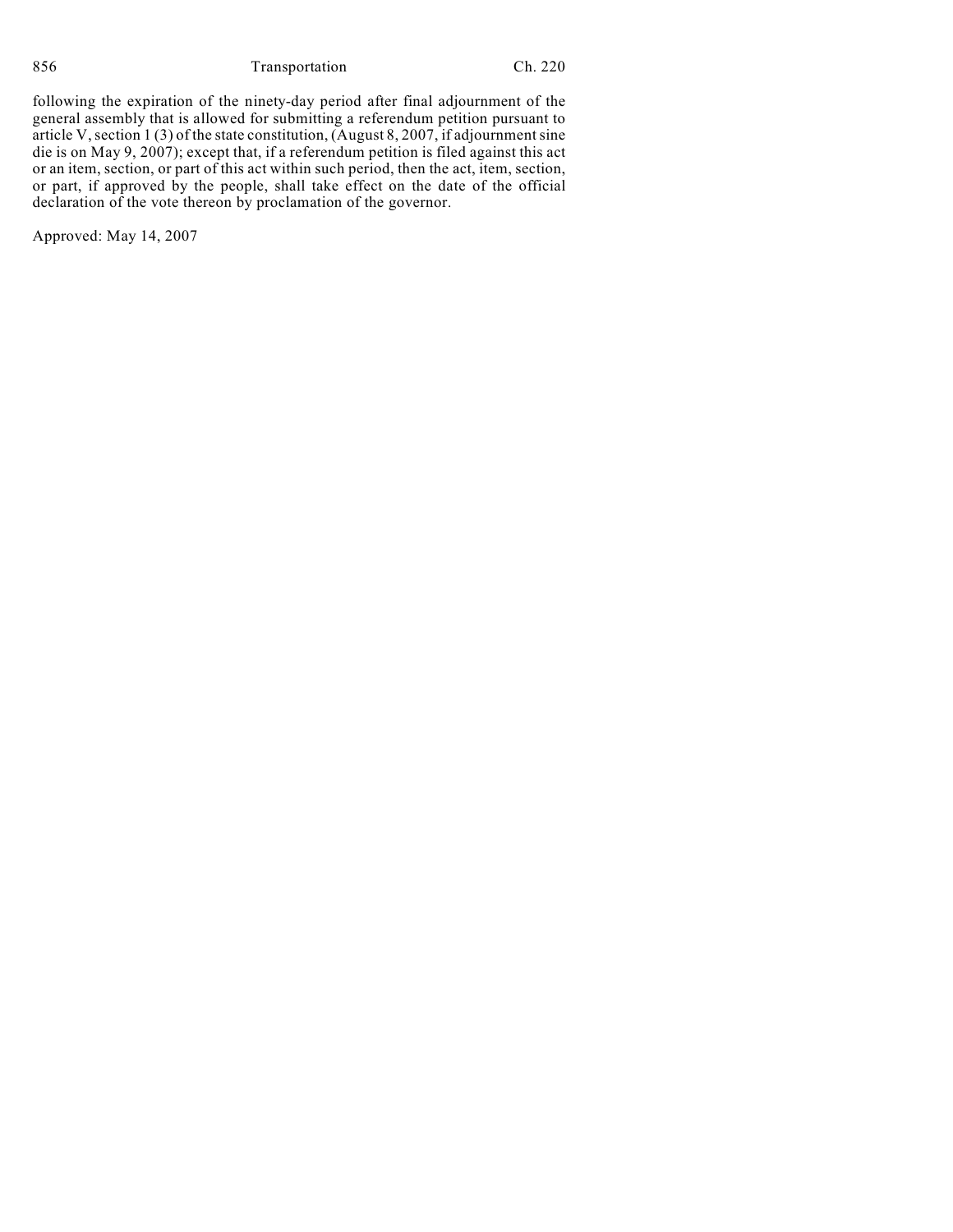following the expiration of the ninety-day period after final adjournment of the general assembly that is allowed for submitting a referendum petition pursuant to article V, section 1 (3) of the state constitution, (August 8, 2007, if adjournment sine die is on May 9, 2007); except that, if a referendum petition is filed against this act or an item, section, or part of this act within such period, then the act, item, section, or part, if approved by the people, shall take effect on the date of the official declaration of the vote thereon by proclamation of the governor.

Approved: May 14, 2007